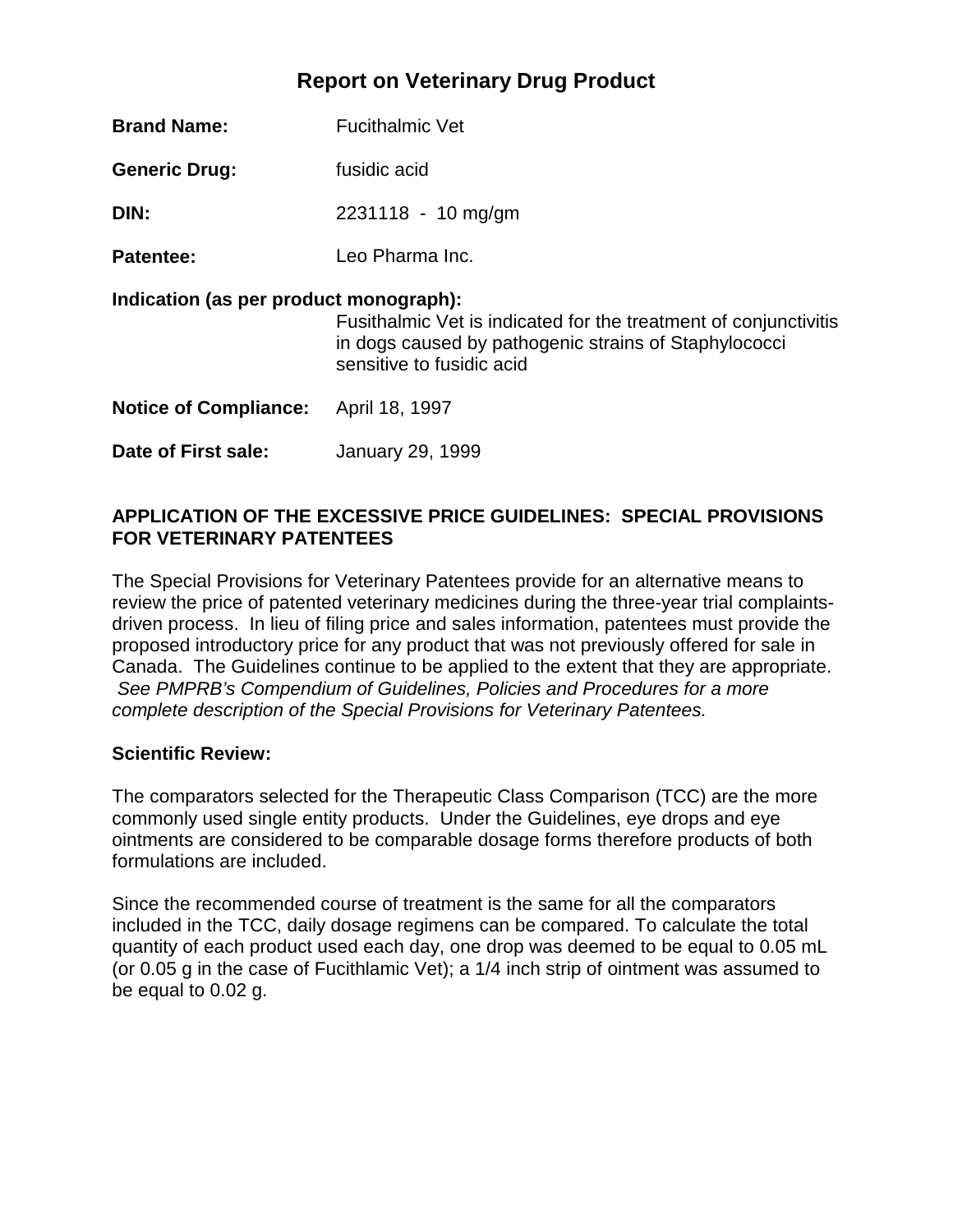# Report on Veterinary Drug Product

**Brand Name:** Fucithalmic Vet

**Generic Drug:** fusidic acid

**DIN:** 2231118 - 10 mg/gm

**Patentee:** Leo Pharma Inc.

**Indication (as per product monograph):**
Fusithalmic Vet is indicated for the treatment of conjunctivitis in dogs caused by pathogenic strains of Staphylococci sensitive to fusidic acid

**Notice of Compliance:** April 18, 1997

**Date of First sale:** January 29, 1999

## APPLICATION OF THE EXCESSIVE PRICE GUIDELINES: SPECIAL PROVISIONS FOR VETERINARY PATENTEES

The Special Provisions for Veterinary Patentees provide for an alternative means to review the price of patented veterinary medicines during the three-year trial complaints-driven process. In lieu of filing price and sales information, patentees must provide the proposed introductory price for any product that was not previously offered for sale in Canada. The Guidelines continue to be applied to the extent that they are appropriate. *See PMPRB's Compendium of Guidelines, Policies and Procedures for a more complete description of the Special Provisions for Veterinary Patentees.*

**Scientific Review:**

The comparators selected for the Therapeutic Class Comparison (TCC) are the more commonly used single entity products. Under the Guidelines, eye drops and eye ointments are considered to be comparable dosage forms therefore products of both formulations are included.

Since the recommended course of treatment is the same for all the comparators included in the TCC, daily dosage regimens can be compared. To calculate the total quantity of each product used each day, one drop was deemed to be equal to 0.05 mL (or 0.05 g in the case of Fucithlamic Vet); a 1/4 inch strip of ointment was assumed to be equal to 0.02 g.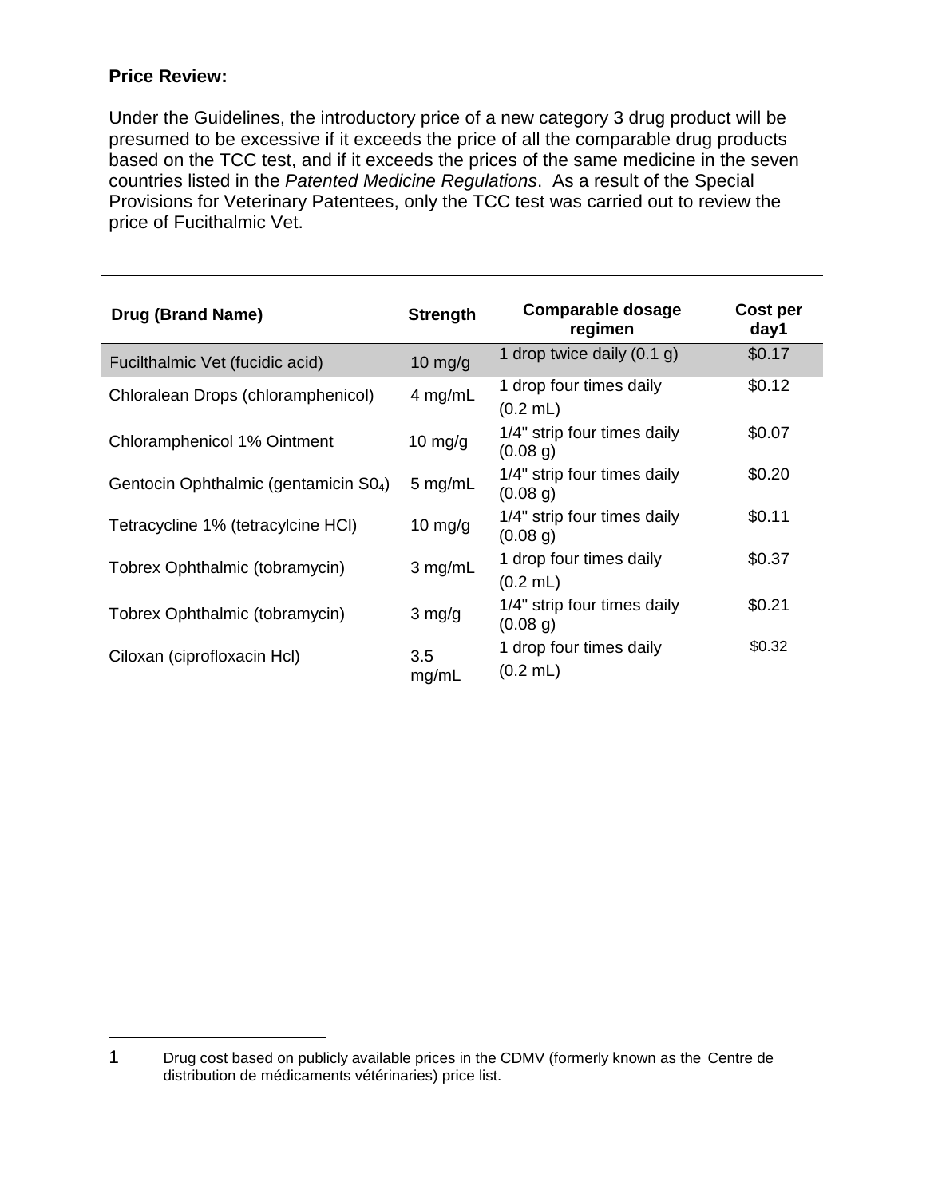**Price Review:**

Under the Guidelines, the introductory price of a new category 3 drug product will be presumed to be excessive if it exceeds the price of all the comparable drug products based on the TCC test, and if it exceeds the prices of the same medicine in the seven countries listed in the *Patented Medicine Regulations*. As a result of the Special Provisions for Veterinary Patentees, only the TCC test was carried out to review the price of Fucithalmic Vet.

| Drug (Brand Name) | Strength | Comparable dosage regimen | Cost per day[1] |
|---|---|---|---|
| Fucilthalmic Vet (fucidic acid) | 10 mg/g | 1 drop twice daily (0.1 g) | $0.17 |
| Chloralean Drops (chloramphenicol) | 4 mg/mL | 1 drop four times daily (0.2 mL) | $0.12 |
| Chloramphenicol 1% Ointment | 10 mg/g | 1/4" strip four times daily (0.08 g) | $0.07 |
| Gentocin Ophthalmic (gentamicin $S0_4$) | 5 mg/mL | 1/4" strip four times daily (0.08 g) | $0.20 |
| Tetracycline 1% (tetracylcine HCl) | 10 mg/g | 1/4" strip four times daily (0.08 g) | $0.11 |
| Tobrex Ophthalmic (tobramycin) | 3 mg/mL | 1 drop four times daily (0.2 mL) | $0.37 |
| Tobrex Ophthalmic (tobramycin) | 3 mg/g | 1/4" strip four times daily (0.08 g) | $0.21 |
| Ciloxan (ciprofloxacin Hcl) | 3.5 mg/mL | 1 drop four times daily (0.2 mL) | $0.32 |

1 Drug cost based on publicly available prices in the CDMV (formerly known as the Centre de distribution de médicaments vétérinaries) price list.